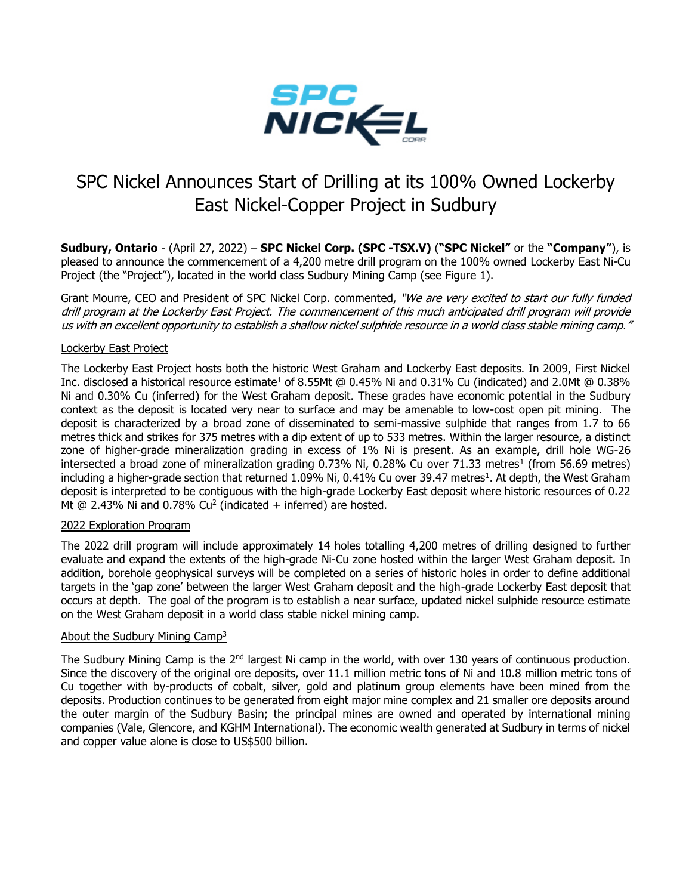# SPC Nickel Announces Start of Drilling at its 100% Owned Lockerby East Nickel-Copper Project in Sudbury

**Sudbury, Ontario** - (April 27, 2022) – **SPC Nickel Corp. (SPC -TSX.V)** (**"SPC Nickel"** or the **"Company"**), is pleased to announce the commencement of a 4,200 metre drill program on the 100% owned Lockerby East Ni-Cu Project (the "Project"), located in the world class Sudbury Mining Camp (see Figure 1).

Grant Mourre, CEO and President of SPC Nickel Corp. commented, *"We are very excited to start our fully funded drill program at the Lockerby East Project. The commencement of this much anticipated drill program will provide us with an excellent opportunity to establish a shallow nickel sulphide resource in a world class stable mining camp."*

## Lockerby East Project

The Lockerby East Project hosts both the historic West Graham and Lockerby East deposits. In 2009, First Nickel Inc. disclosed a historical resource estimate[1] of 8.55Mt @ 0.45% Ni and 0.31% Cu (indicated) and 2.0Mt @ 0.38% Ni and 0.30% Cu (inferred) for the West Graham deposit. These grades have economic potential in the Sudbury context as the deposit is located very near to surface and may be amenable to low-cost open pit mining. The deposit is characterized by a broad zone of disseminated to semi-massive sulphide that ranges from 1.7 to 66 metres thick and strikes for 375 metres with a dip extent of up to 533 metres. Within the larger resource, a distinct zone of higher-grade mineralization grading in excess of 1% Ni is present. As an example, drill hole WG-26 intersected a broad zone of mineralization grading 0.73% Ni, 0.28% Cu over 71.33 metres[1] (from 56.69 metres) including a higher-grade section that returned 1.09% Ni, 0.41% Cu over 39.47 metres[1]. At depth, the West Graham deposit is interpreted to be contiguous with the high-grade Lockerby East deposit where historic resources of 0.22 Mt @ 2.43% Ni and 0.78% Cu[2] (indicated + inferred) are hosted.

## 2022 Exploration Program

The 2022 drill program will include approximately 14 holes totalling 4,200 metres of drilling designed to further evaluate and expand the extents of the high-grade Ni-Cu zone hosted within the larger West Graham deposit. In addition, borehole geophysical surveys will be completed on a series of historic holes in order to define additional targets in the 'gap zone' between the larger West Graham deposit and the high-grade Lockerby East deposit that occurs at depth. The goal of the program is to establish a near surface, updated nickel sulphide resource estimate on the West Graham deposit in a world class stable nickel mining camp.

## About the Sudbury Mining Camp[3]

The Sudbury Mining Camp is the 2nd largest Ni camp in the world, with over 130 years of continuous production. Since the discovery of the original ore deposits, over 11.1 million metric tons of Ni and 10.8 million metric tons of Cu together with by-products of cobalt, silver, gold and platinum group elements have been mined from the deposits. Production continues to be generated from eight major mine complex and 21 smaller ore deposits around the outer margin of the Sudbury Basin; the principal mines are owned and operated by international mining companies (Vale, Glencore, and KGHM International). The economic wealth generated at Sudbury in terms of nickel and copper value alone is close to US$500 billion.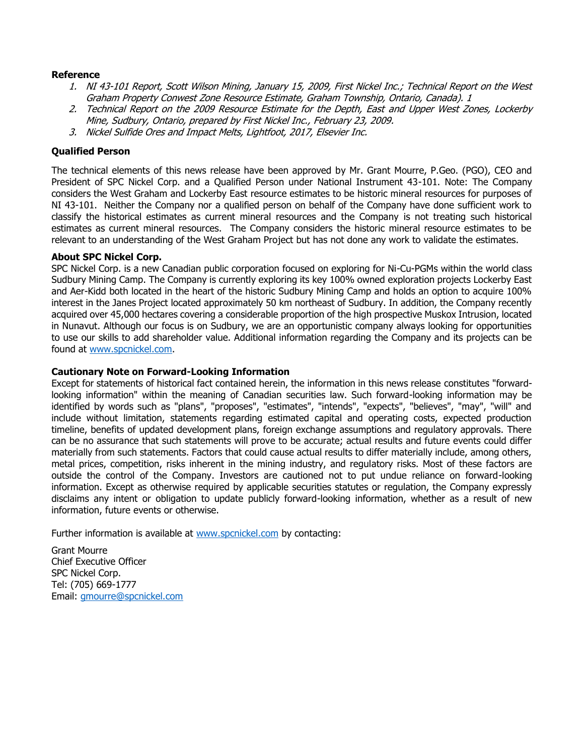**Reference**

1. *NI 43-101 Report, Scott Wilson Mining, January 15, 2009, First Nickel Inc.; Technical Report on the West Graham Property Conwest Zone Resource Estimate, Graham Township, Ontario, Canada). 1*
2. *Technical Report on the 2009 Resource Estimate for the Depth, East and Upper West Zones, Lockerby Mine, Sudbury, Ontario, prepared by First Nickel Inc., February 23, 2009.*
3. *Nickel Sulfide Ores and Impact Melts, Lightfoot, 2017, Elsevier Inc.*

**Qualified Person**

The technical elements of this news release have been approved by Mr. Grant Mourre, P.Geo. (PGO), CEO and President of SPC Nickel Corp. and a Qualified Person under National Instrument 43-101. Note: The Company considers the West Graham and Lockerby East resource estimates to be historic mineral resources for purposes of NI 43-101. Neither the Company nor a qualified person on behalf of the Company have done sufficient work to classify the historical estimates as current mineral resources and the Company is not treating such historical estimates as current mineral resources. The Company considers the historic mineral resource estimates to be relevant to an understanding of the West Graham Project but has not done any work to validate the estimates.

**About SPC Nickel Corp.**

SPC Nickel Corp. is a new Canadian public corporation focused on exploring for Ni-Cu-PGMs within the world class Sudbury Mining Camp. The Company is currently exploring its key 100% owned exploration projects Lockerby East and Aer-Kidd both located in the heart of the historic Sudbury Mining Camp and holds an option to acquire 100% interest in the Janes Project located approximately 50 km northeast of Sudbury. In addition, the Company recently acquired over 45,000 hectares covering a considerable proportion of the high prospective Muskox Intrusion, located in Nunavut. Although our focus is on Sudbury, we are an opportunistic company always looking for opportunities to use our skills to add shareholder value. Additional information regarding the Company and its projects can be found at www.spcnickel.com.

**Cautionary Note on Forward-Looking Information**

Except for statements of historical fact contained herein, the information in this news release constitutes "forward-looking information" within the meaning of Canadian securities law. Such forward-looking information may be identified by words such as "plans", "proposes", "estimates", "intends", "expects", "believes", "may", "will" and include without limitation, statements regarding estimated capital and operating costs, expected production timeline, benefits of updated development plans, foreign exchange assumptions and regulatory approvals. There can be no assurance that such statements will prove to be accurate; actual results and future events could differ materially from such statements. Factors that could cause actual results to differ materially include, among others, metal prices, competition, risks inherent in the mining industry, and regulatory risks. Most of these factors are outside the control of the Company. Investors are cautioned not to put undue reliance on forward-looking information. Except as otherwise required by applicable securities statutes or regulation, the Company expressly disclaims any intent or obligation to update publicly forward-looking information, whether as a result of new information, future events or otherwise.

Further information is available at www.spcnickel.com by contacting:

Grant Mourre
Chief Executive Officer
SPC Nickel Corp.
Tel: (705) 669-1777
Email: gmourre@spcnickel.com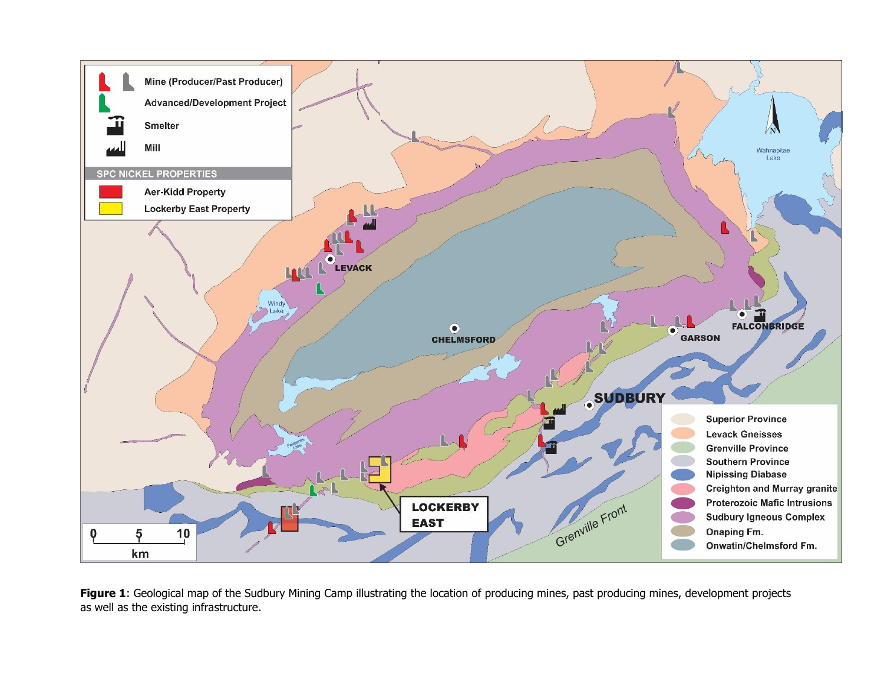Mine (Producer/Past Producer)

Advanced/Development Project

Smelter

Mill

SPC NICKEL PROPERTIES

Aer-Kidd Property

Lockerby East Property

LEVACK

Windy Lake

CHELMSFORD

Wahnapitae Lake

GARSON

FALCONBRIDGE

SUDBURY

Fairbank Lake

LOCKERBY EAST

Grenville Front

0 5 10

km

Superior Province

Levack Gneisses

Grenville Province

Southern Province

Nipissing Diabase

Creighton and Murray granite

Proterozoic Mafic Intrusions

Sudbury Igneous Complex

Onaping Fm.

Onwatin/Chelmsford Fm.

**Figure 1**: Geological map of the Sudbury Mining Camp illustrating the location of producing mines, past producing mines, development projects as well as the existing infrastructure.